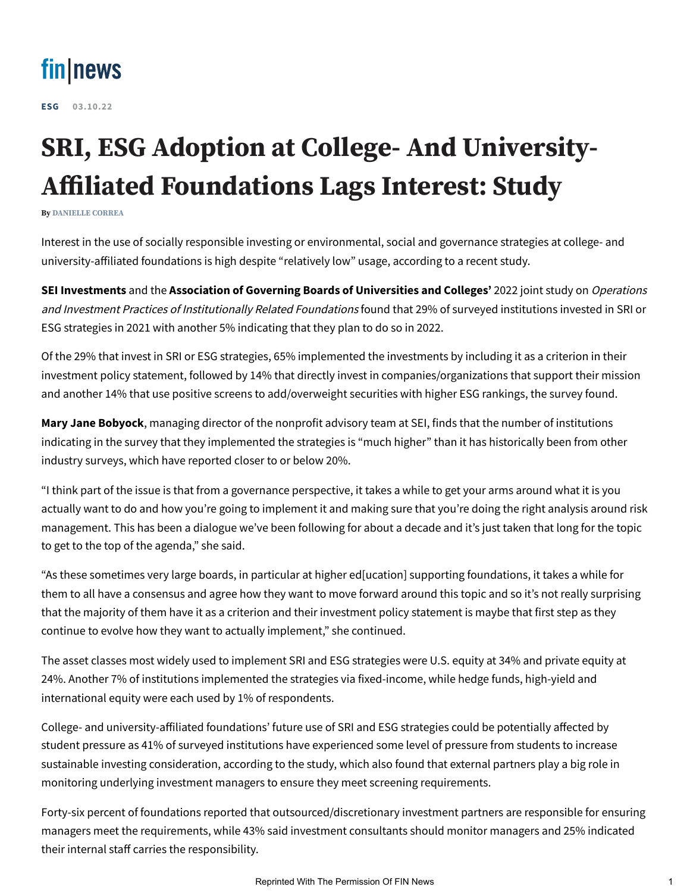fin|news

**ESG** 03.10.22

# SRI, ESG Adoption at College- And University-Affiliated Foundations Lags Interest: Study

By DANIELLE CORREA

Interest in the use of socially responsible investing or environmental, social and governance strategies at college- and university-affiliated foundations is high despite "relatively low" usage, according to a recent study.

**SEI Investments** and the **Association of Governing Boards of Universities and Colleges'** 2022 joint study on *Operations and Investment Practices of Institutionally Related Foundations* found that 29% of surveyed institutions invested in SRI or ESG strategies in 2021 with another 5% indicating that they plan to do so in 2022.

Of the 29% that invest in SRI or ESG strategies, 65% implemented the investments by including it as a criterion in their investment policy statement, followed by 14% that directly invest in companies/organizations that support their mission and another 14% that use positive screens to add/overweight securities with higher ESG rankings, the survey found.

**Mary Jane Bobyock**, managing director of the nonprofit advisory team at SEI, finds that the number of institutions indicating in the survey that they implemented the strategies is "much higher" than it has historically been from other industry surveys, which have reported closer to or below 20%.

"I think part of the issue is that from a governance perspective, it takes a while to get your arms around what it is you actually want to do and how you're going to implement it and making sure that you're doing the right analysis around risk management. This has been a dialogue we've been following for about a decade and it's just taken that long for the topic to get to the top of the agenda," she said.

"As these sometimes very large boards, in particular at higher ed[ucation] supporting foundations, it takes a while for them to all have a consensus and agree how they want to move forward around this topic and so it's not really surprising that the majority of them have it as a criterion and their investment policy statement is maybe that first step as they continue to evolve how they want to actually implement," she continued.

The asset classes most widely used to implement SRI and ESG strategies were U.S. equity at 34% and private equity at 24%. Another 7% of institutions implemented the strategies via fixed-income, while hedge funds, high-yield and international equity were each used by 1% of respondents.

College- and university-affiliated foundations' future use of SRI and ESG strategies could be potentially affected by student pressure as 41% of surveyed institutions have experienced some level of pressure from students to increase sustainable investing consideration, according to the study, which also found that external partners play a big role in monitoring underlying investment managers to ensure they meet screening requirements.

Forty-six percent of foundations reported that outsourced/discretionary investment partners are responsible for ensuring managers meet the requirements, while 43% said investment consultants should monitor managers and 25% indicated their internal staff carries the responsibility.

Reprinted With The Permission Of FIN News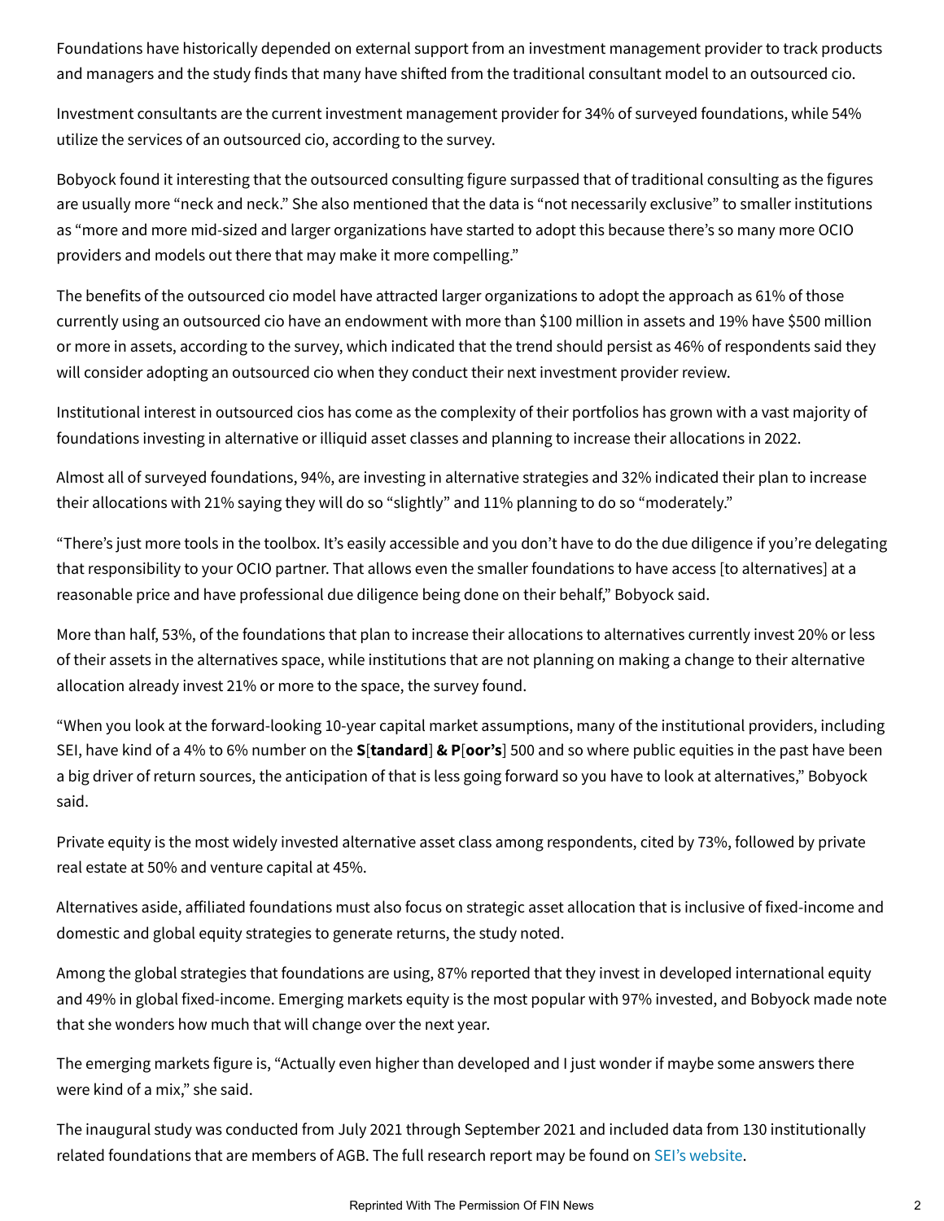Foundations have historically depended on external support from an investment management provider to track products and managers and the study finds that many have shifted from the traditional consultant model to an outsourced cio.

Investment consultants are the current investment management provider for 34% of surveyed foundations, while 54% utilize the services of an outsourced cio, according to the survey.

Bobyock found it interesting that the outsourced consulting figure surpassed that of traditional consulting as the figures are usually more "neck and neck." She also mentioned that the data is "not necessarily exclusive" to smaller institutions as "more and more mid-sized and larger organizations have started to adopt this because there's so many more OCIO providers and models out there that may make it more compelling."

The benefits of the outsourced cio model have attracted larger organizations to adopt the approach as 61% of those currently using an outsourced cio have an endowment with more than $100 million in assets and 19% have $500 million or more in assets, according to the survey, which indicated that the trend should persist as 46% of respondents said they will consider adopting an outsourced cio when they conduct their next investment provider review.

Institutional interest in outsourced cios has come as the complexity of their portfolios has grown with a vast majority of foundations investing in alternative or illiquid asset classes and planning to increase their allocations in 2022.

Almost all of surveyed foundations, 94%, are investing in alternative strategies and 32% indicated their plan to increase their allocations with 21% saying they will do so "slightly" and 11% planning to do so "moderately."

"There's just more tools in the toolbox. It's easily accessible and you don't have to do the due diligence if you're delegating that responsibility to your OCIO partner. That allows even the smaller foundations to have access [to alternatives] at a reasonable price and have professional due diligence being done on their behalf," Bobyock said.

More than half, 53%, of the foundations that plan to increase their allocations to alternatives currently invest 20% or less of their assets in the alternatives space, while institutions that are not planning on making a change to their alternative allocation already invest 21% or more to the space, the survey found.

"When you look at the forward-looking 10-year capital market assumptions, many of the institutional providers, including SEI, have kind of a 4% to 6% number on the **S**[**tandard**] **& P**[**oor's**] 500 and so where public equities in the past have been a big driver of return sources, the anticipation of that is less going forward so you have to look at alternatives," Bobyock said.

Private equity is the most widely invested alternative asset class among respondents, cited by 73%, followed by private real estate at 50% and venture capital at 45%.

Alternatives aside, affiliated foundations must also focus on strategic asset allocation that is inclusive of fixed-income and domestic and global equity strategies to generate returns, the study noted.

Among the global strategies that foundations are using, 87% reported that they invest in developed international equity and 49% in global fixed-income. Emerging markets equity is the most popular with 97% invested, and Bobyock made note that she wonders how much that will change over the next year.

The emerging markets figure is, "Actually even higher than developed and I just wonder if maybe some answers there were kind of a mix," she said.

The inaugural study was conducted from July 2021 through September 2021 and included data from 130 institutionally related foundations that are members of AGB. The full research report may be found on SEI's website.

Reprinted With The Permission Of FIN News